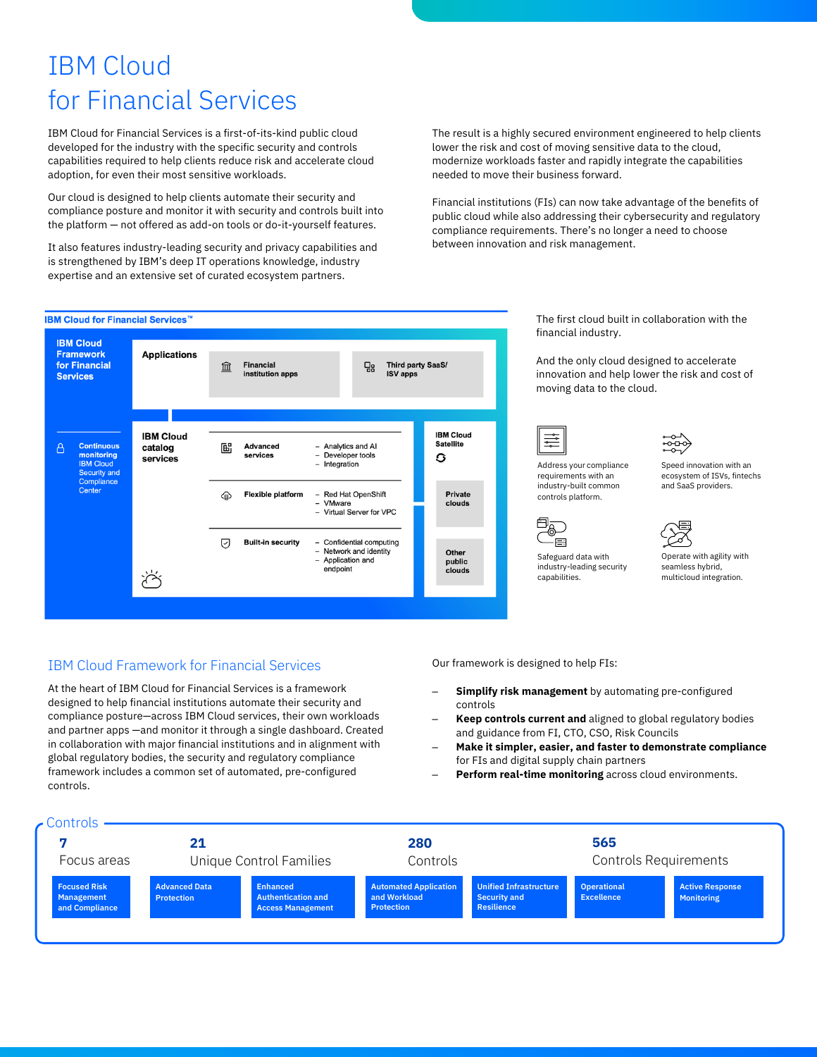# IBM Cloud for Financial Services

IBM Cloud for Financial Services is a first-of-its-kind public cloud developed for the industry with the specific security and controls capabilities required to help clients reduce risk and accelerate cloud adoption, for even their most sensitive workloads.

Our cloud is designed to help clients automate their security and compliance posture and monitor it with security and controls built into the platform — not offered as add-on tools or do-it-yourself features.

It also features industry-leading security and privacy capabilities and is strengthened by IBM's deep IT operations knowledge, industry expertise and an extensive set of curated ecosystem partners.

The result is a highly secured environment engineered to help clients lower the risk and cost of moving sensitive data to the cloud, modernize workloads faster and rapidly integrate the capabilities needed to move their business forward.

Financial institutions (FIs) can now take advantage of the benefits of public cloud while also addressing their cybersecurity and regulatory compliance requirements. There's no longer a need to choose between innovation and risk management.

**IBM Cloud for Financial Services™**

**IBM Cloud Framework for Financial Services**

**Continuous monitoring** IBM Cloud Security and Compliance Center

**Applications**
- Financial institution apps
- Third party SaaS/ ISV apps

**IBM Cloud catalog services**
- **Advanced services**
  - Analytics and AI
  - Developer tools
  - Integration
- **Flexible platform**
  - Red Hat OpenShift
  - VMware
  - Virtual Server for VPC
- **Built-in security**
  - Confidential computing
  - Network and identity
  - Application and endpoint

**IBM Cloud Satellite**
- Private clouds
- Other public clouds

The first cloud built in collaboration with the financial industry.

And the only cloud designed to accelerate innovation and help lower the risk and cost of moving data to the cloud.

- Address your compliance requirements with an industry-built common controls platform.
- Speed innovation with an ecosystem of ISVs, fintechs and SaaS providers.
- Safeguard data with industry-leading security capabilities.
- Operate with agility with seamless hybrid, multicloud integration.

## IBM Cloud Framework for Financial Services

At the heart of IBM Cloud for Financial Services is a framework designed to help financial institutions automate their security and compliance posture—across IBM Cloud services, their own workloads and partner apps —and monitor it through a single dashboard. Created in collaboration with major financial institutions and in alignment with global regulatory bodies, the security and regulatory compliance framework includes a common set of automated, pre-configured controls.

Our framework is designed to help FIs:

- **Simplify risk management** by automating pre-configured controls
- **Keep controls current and** aligned to global regulatory bodies and guidance from FI, CTO, CSO, Risk Councils
- **Make it simpler, easier, and faster to demonstrate compliance** for FIs and digital supply chain partners
- **Perform real-time monitoring** across cloud environments.

### Controls

| 7 | 21 | 280 | 565 |
|---|---|---|---|
| Focus areas | Unique Control Families | Controls | Controls Requirements |

- Focused Risk Management and Compliance
- Advanced Data Protection
- Enhanced Authentication and Access Management
- Automated Application and Workload Protection
- Unified Infrastructure Security and Resilience
- Operational Excellence
- Active Response Monitoring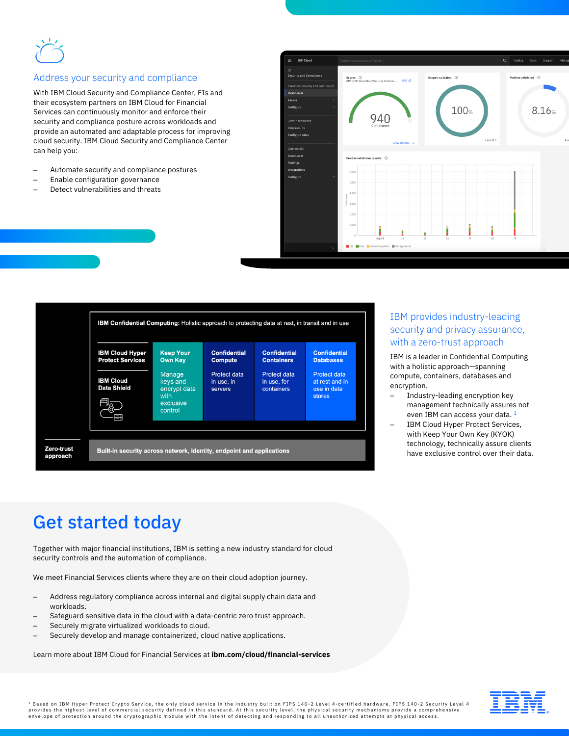## Address your security and compliance

With IBM Cloud Security and Compliance Center, FIs and their ecosystem partners on IBM Cloud for Financial Services can continuously monitor and enforce their security and compliance posture across workloads and provide an automated and adaptable process for improving cloud security. IBM Cloud Security and Compliance Center can help you:

- Automate security and compliance postures
- Enable configuration governance
- Detect vulnerabilities and threats

**IBM Confidential Computing:** Holistic approach to protecting data at rest, in transit and in use

**IBM Cloud Hyper Protect Services**

**IBM Cloud Data Shield**

**Keep Your Own Key** — Manage keys and encrypt data with exclusive control

**Confidential Compute** — Protect data in use, in servers

**Confidential Containers** — Protect data in use, for containers

**Confidential Databases** — Protect data at rest and in use in data stores

**Zero-trust approach** — **Built-in security across network, identity, endpoint and applications**

## IBM provides industry-leading security and privacy assurance, with a zero-trust approach

IBM is a leader in Confidential Computing with a holistic approach—spanning compute, containers, databases and encryption.

- Industry-leading encryption key management technically assures not even IBM can access your data. [1]
- IBM Cloud Hyper Protect Services, with Keep Your Own Key (KYOK) technology, technically assure clients have exclusive control over their data.

# Get started today

Together with major financial institutions, IBM is setting a new industry standard for cloud security controls and the automation of compliance.

We meet Financial Services clients where they are on their cloud adoption journey.

- Address regulatory compliance across internal and digital supply chain data and workloads.
- Safeguard sensitive data in the cloud with a data-centric zero trust approach.
- Securely migrate virtualized workloads to cloud.
- Securely develop and manage containerized, cloud native applications.

Learn more about IBM Cloud for Financial Services at **ibm.com/cloud/financial-services**

[1] Based on IBM Hyper Protect Crypto Service, the only cloud service in the industry built on FIPS 140-2 Level 4-certified hardware. FIPS 140-2 Security Level 4 provides the highest level of commercial security defined in this standard. At this security level, the physical security mechanisms provide a comprehensive envelope of protection around the cryptographic module with the intent of detecting and responding to all unauthorized attempts at physical access.